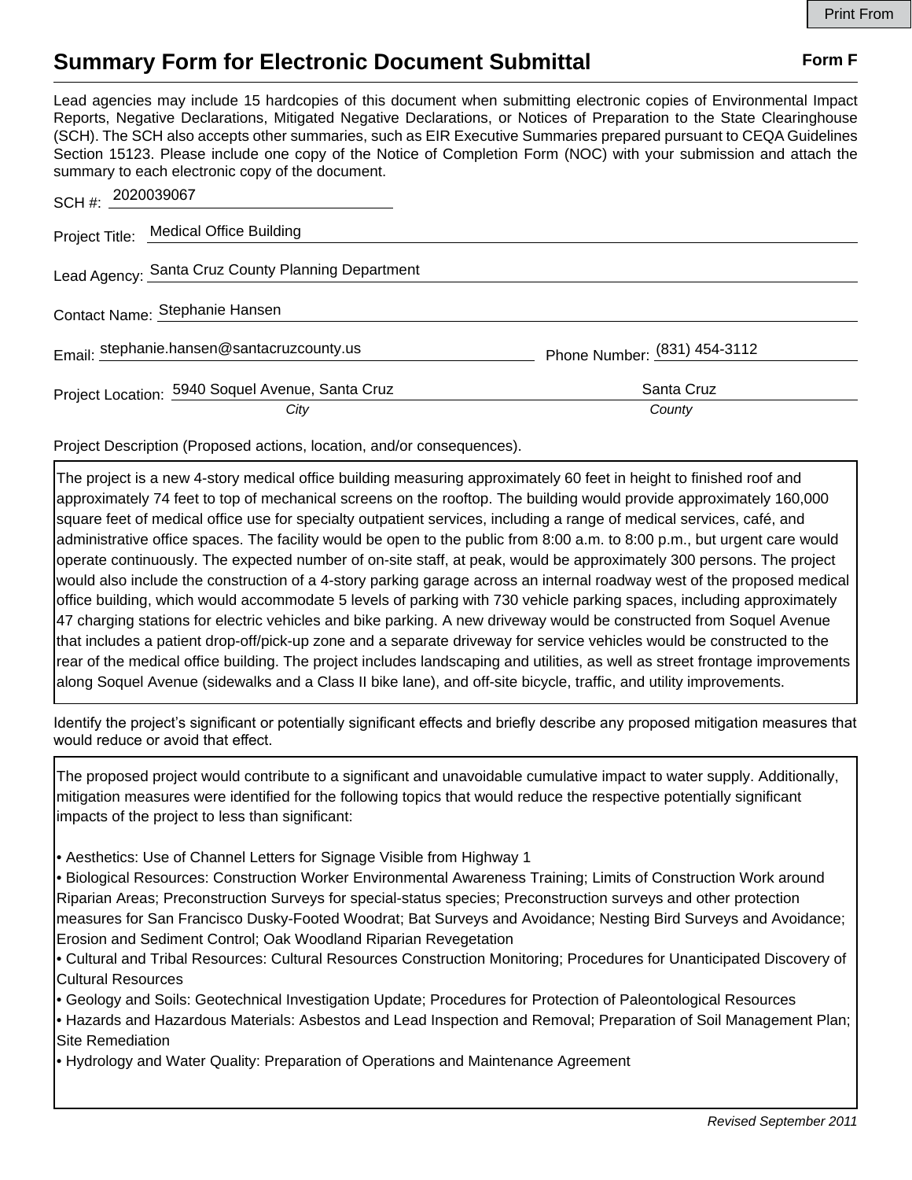# Summary Form for Electronic Document Submittal

**Form F**

Lead agencies may include 15 hardcopies of this document when submitting electronic copies of Environmental Impact Reports, Negative Declarations, Mitigated Negative Declarations, or Notices of Preparation to the State Clearinghouse (SCH). The SCH also accepts other summaries, such as EIR Executive Summaries prepared pursuant to CEQA Guidelines Section 15123. Please include one copy of the Notice of Completion Form (NOC) with your submission and attach the summary to each electronic copy of the document.

SCH #: 2020039067

Project Title: Medical Office Building

Lead Agency: Santa Cruz County Planning Department

Contact Name: Stephanie Hansen

Email: stephanie.hansen@santacruzcounty.us Phone Number: (831) 454-3112

Project Location: 5940 Soquel Avenue, Santa Cruz (*City*) Santa Cruz (*County*)

Project Description (Proposed actions, location, and/or consequences).

The project is a new 4-story medical office building measuring approximately 60 feet in height to finished roof and approximately 74 feet to top of mechanical screens on the rooftop. The building would provide approximately 160,000 square feet of medical office use for specialty outpatient services, including a range of medical services, café, and administrative office spaces. The facility would be open to the public from 8:00 a.m. to 8:00 p.m., but urgent care would operate continuously. The expected number of on-site staff, at peak, would be approximately 300 persons. The project would also include the construction of a 4-story parking garage across an internal roadway west of the proposed medical office building, which would accommodate 5 levels of parking with 730 vehicle parking spaces, including approximately 47 charging stations for electric vehicles and bike parking. A new driveway would be constructed from Soquel Avenue that includes a patient drop-off/pick-up zone and a separate driveway for service vehicles would be constructed to the rear of the medical office building. The project includes landscaping and utilities, as well as street frontage improvements along Soquel Avenue (sidewalks and a Class II bike lane), and off-site bicycle, traffic, and utility improvements.

Identify the project's significant or potentially significant effects and briefly describe any proposed mitigation measures that would reduce or avoid that effect.

The proposed project would contribute to a significant and unavoidable cumulative impact to water supply. Additionally, mitigation measures were identified for the following topics that would reduce the respective potentially significant impacts of the project to less than significant:

- Aesthetics: Use of Channel Letters for Signage Visible from Highway 1
- Biological Resources: Construction Worker Environmental Awareness Training; Limits of Construction Work around Riparian Areas; Preconstruction Surveys for special-status species; Preconstruction surveys and other protection measures for San Francisco Dusky-Footed Woodrat; Bat Surveys and Avoidance; Nesting Bird Surveys and Avoidance; Erosion and Sediment Control; Oak Woodland Riparian Revegetation
- Cultural and Tribal Resources: Cultural Resources Construction Monitoring; Procedures for Unanticipated Discovery of Cultural Resources
- Geology and Soils: Geotechnical Investigation Update; Procedures for Protection of Paleontological Resources
- Hazards and Hazardous Materials: Asbestos and Lead Inspection and Removal; Preparation of Soil Management Plan; Site Remediation
- Hydrology and Water Quality: Preparation of Operations and Maintenance Agreement

*Revised September 2011*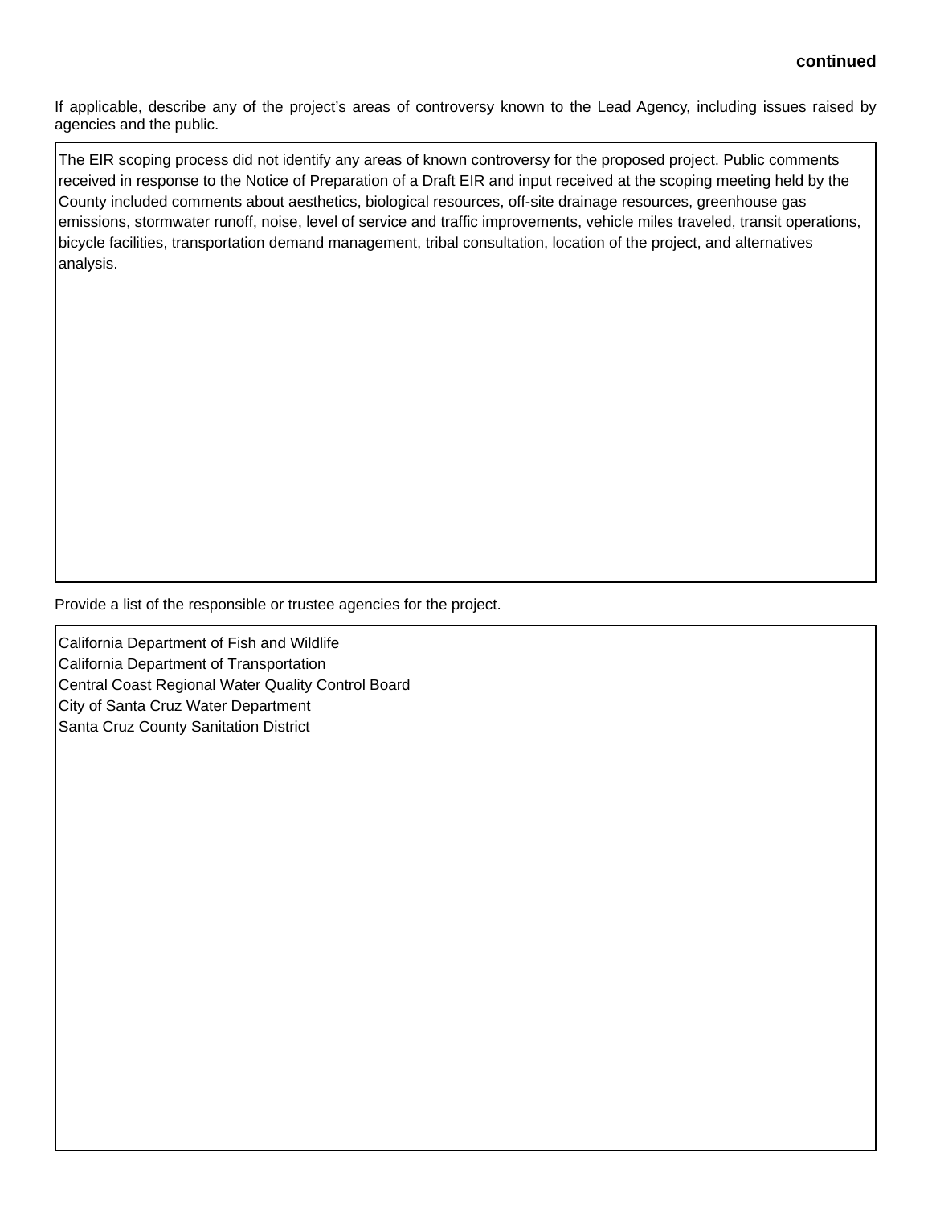**continued**

If applicable, describe any of the project's areas of controversy known to the Lead Agency, including issues raised by agencies and the public.

The EIR scoping process did not identify any areas of known controversy for the proposed project. Public comments received in response to the Notice of Preparation of a Draft EIR and input received at the scoping meeting held by the County included comments about aesthetics, biological resources, off-site drainage resources, greenhouse gas emissions, stormwater runoff, noise, level of service and traffic improvements, vehicle miles traveled, transit operations, bicycle facilities, transportation demand management, tribal consultation, location of the project, and alternatives analysis.

Provide a list of the responsible or trustee agencies for the project.

California Department of Fish and Wildlife
California Department of Transportation
Central Coast Regional Water Quality Control Board
City of Santa Cruz Water Department
Santa Cruz County Sanitation District